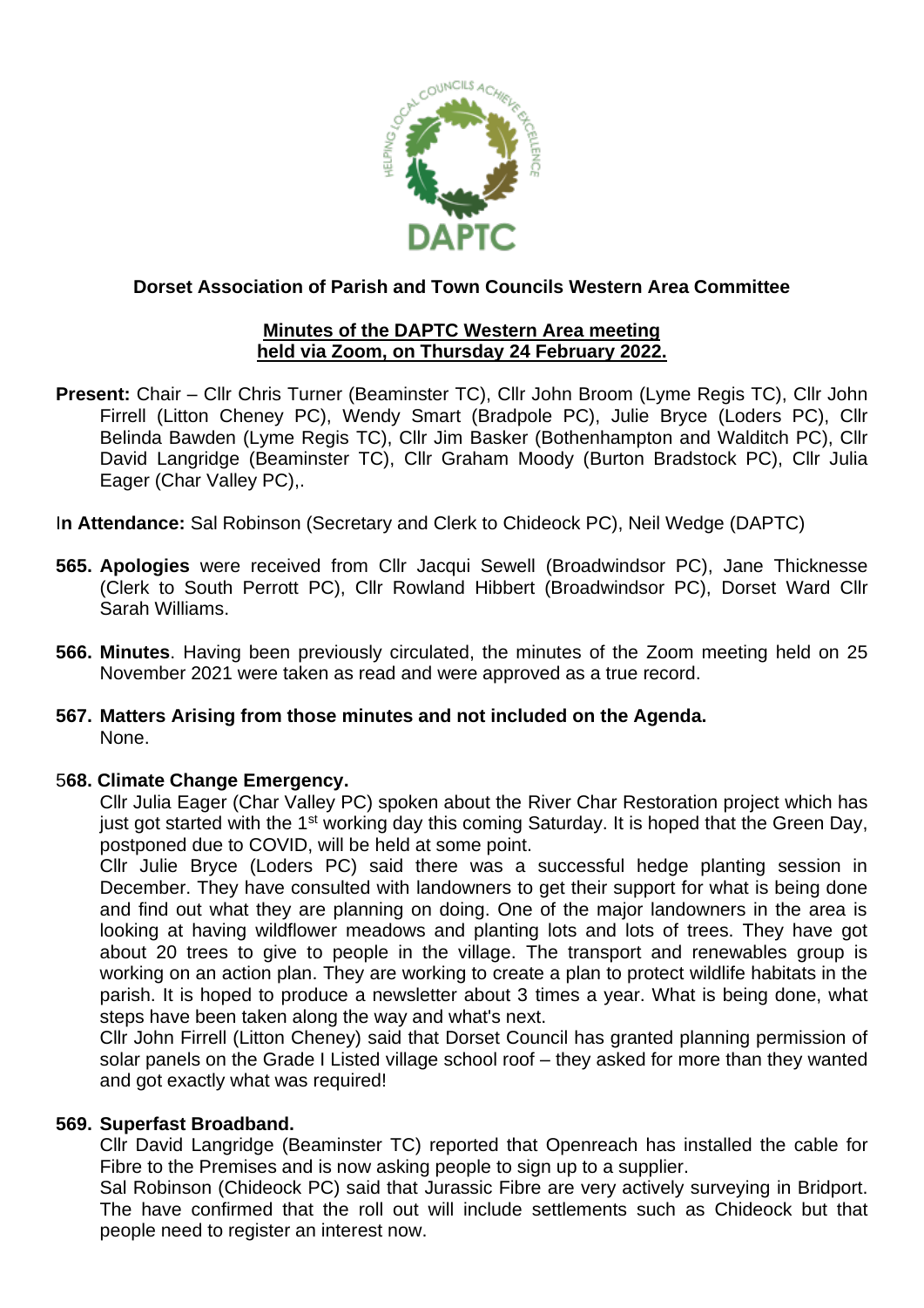# Dorset Association of Parish and Town Councils Western Area Committee

## Minutes of the DAPTC Western Area meeting held via Zoom, on Thursday 24 February 2022.

**Present:** Chair – Cllr Chris Turner (Beaminster TC), Cllr John Broom (Lyme Regis TC), Cllr John Firrell (Litton Cheney PC), Wendy Smart (Bradpole PC), Julie Bryce (Loders PC), Cllr Belinda Bawden (Lyme Regis TC), Cllr Jim Basker (Bothenhampton and Walditch PC), Cllr David Langridge (Beaminster TC), Cllr Graham Moody (Burton Bradstock PC), Cllr Julia Eager (Char Valley PC),.

I**n Attendance:** Sal Robinson (Secretary and Clerk to Chideock PC), Neil Wedge (DAPTC)

**565. Apologies** were received from Cllr Jacqui Sewell (Broadwindsor PC), Jane Thicknesse (Clerk to South Perrott PC), Cllr Rowland Hibbert (Broadwindsor PC), Dorset Ward Cllr Sarah Williams.

**566. Minutes**. Having been previously circulated, the minutes of the Zoom meeting held on 25 November 2021 were taken as read and were approved as a true record.

**567. Matters Arising from those minutes and not included on the Agenda.**
None.

5**68. Climate Change Emergency.**

Cllr Julia Eager (Char Valley PC) spoken about the River Char Restoration project which has just got started with the 1st working day this coming Saturday. It is hoped that the Green Day, postponed due to COVID, will be held at some point.

Cllr Julie Bryce (Loders PC) said there was a successful hedge planting session in December. They have consulted with landowners to get their support for what is being done and find out what they are planning on doing. One of the major landowners in the area is looking at having wildflower meadows and planting lots and lots of trees. They have got about 20 trees to give to people in the village. The transport and renewables group is working on an action plan. They are working to create a plan to protect wildlife habitats in the parish. It is hoped to produce a newsletter about 3 times a year. What is being done, what steps have been taken along the way and what's next.

Cllr John Firrell (Litton Cheney) said that Dorset Council has granted planning permission of solar panels on the Grade I Listed village school roof – they asked for more than they wanted and got exactly what was required!

**569. Superfast Broadband.**

Cllr David Langridge (Beaminster TC) reported that Openreach has installed the cable for Fibre to the Premises and is now asking people to sign up to a supplier.

Sal Robinson (Chideock PC) said that Jurassic Fibre are very actively surveying in Bridport. The have confirmed that the roll out will include settlements such as Chideock but that people need to register an interest now.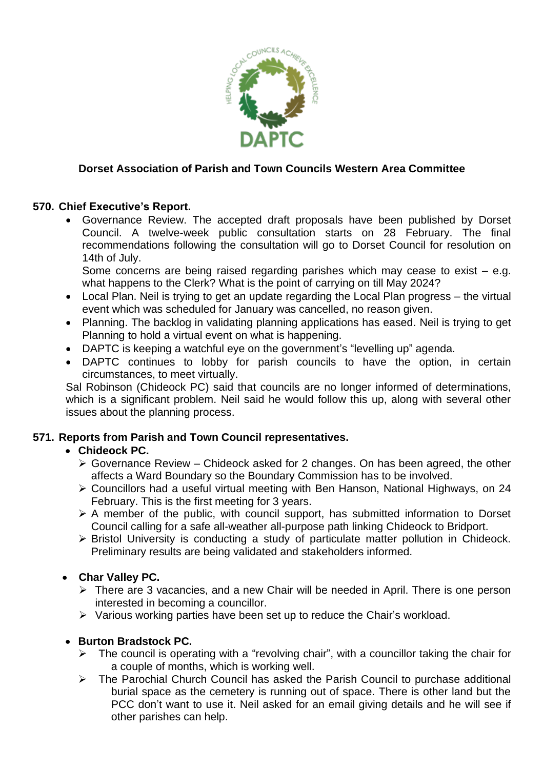**Dorset Association of Parish and Town Councils Western Area Committee**

**570. Chief Executive's Report.**

- Governance Review. The accepted draft proposals have been published by Dorset Council. A twelve-week public consultation starts on 28 February. The final recommendations following the consultation will go to Dorset Council for resolution on 14th of July.
  Some concerns are being raised regarding parishes which may cease to exist – e.g. what happens to the Clerk? What is the point of carrying on till May 2024?
- Local Plan. Neil is trying to get an update regarding the Local Plan progress – the virtual event which was scheduled for January was cancelled, no reason given.
- Planning. The backlog in validating planning applications has eased. Neil is trying to get Planning to hold a virtual event on what is happening.
- DAPTC is keeping a watchful eye on the government's "levelling up" agenda.
- DAPTC continues to lobby for parish councils to have the option, in certain circumstances, to meet virtually.

Sal Robinson (Chideock PC) said that councils are no longer informed of determinations, which is a significant problem. Neil said he would follow this up, along with several other issues about the planning process.

**571. Reports from Parish and Town Council representatives.**

- **Chideock PC.**
  - Governance Review – Chideock asked for 2 changes. On has been agreed, the other affects a Ward Boundary so the Boundary Commission has to be involved.
  - Councillors had a useful virtual meeting with Ben Hanson, National Highways, on 24 February. This is the first meeting for 3 years.
  - A member of the public, with council support, has submitted information to Dorset Council calling for a safe all-weather all-purpose path linking Chideock to Bridport.
  - Bristol University is conducting a study of particulate matter pollution in Chideock. Preliminary results are being validated and stakeholders informed.

- **Char Valley PC.**
  - There are 3 vacancies, and a new Chair will be needed in April. There is one person interested in becoming a councillor.
  - Various working parties have been set up to reduce the Chair's workload.

- **Burton Bradstock PC.**
  - The council is operating with a "revolving chair", with a councillor taking the chair for a couple of months, which is working well.
  - The Parochial Church Council has asked the Parish Council to purchase additional burial space as the cemetery is running out of space. There is other land but the PCC don't want to use it. Neil asked for an email giving details and he will see if other parishes can help.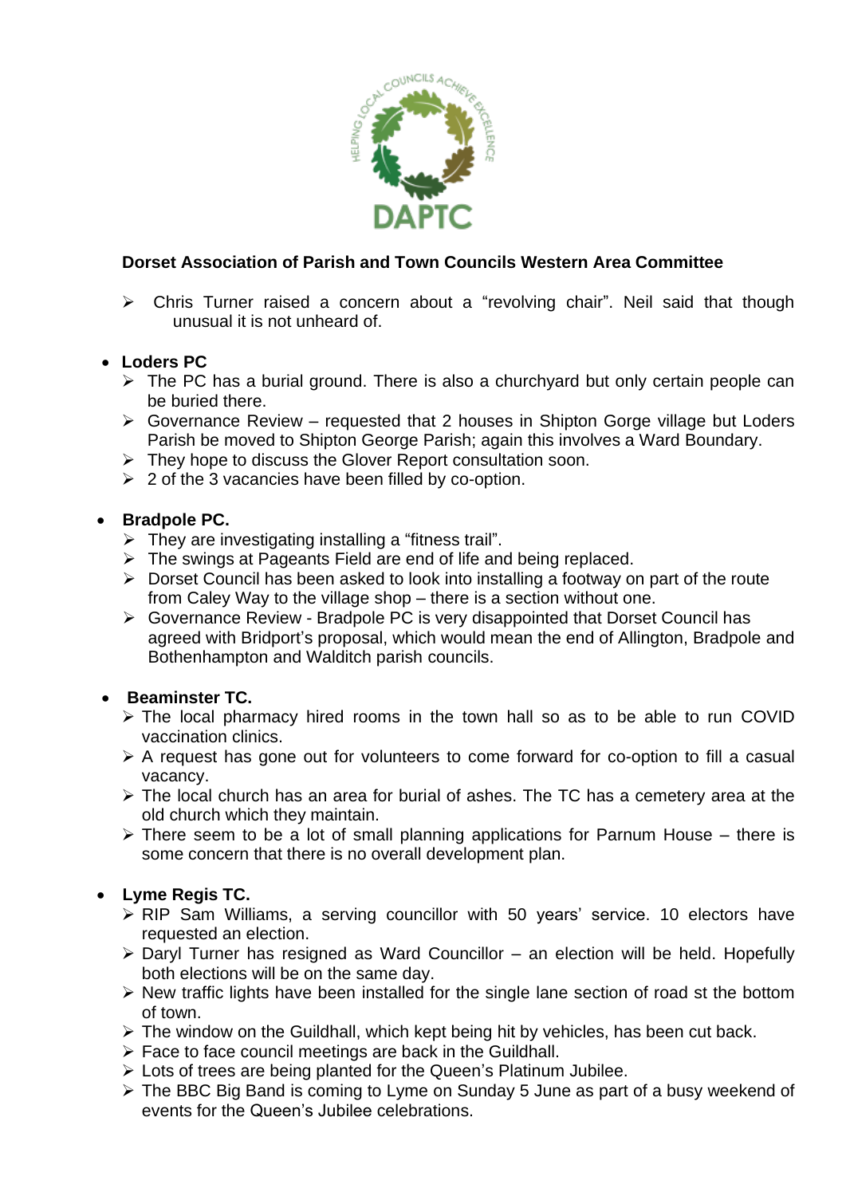**Dorset Association of Parish and Town Councils Western Area Committee**

- Chris Turner raised a concern about a "revolving chair". Neil said that though unusual it is not unheard of.

- **Loders PC**
  - The PC has a burial ground. There is also a churchyard but only certain people can be buried there.
  - Governance Review – requested that 2 houses in Shipton Gorge village but Loders Parish be moved to Shipton George Parish; again this involves a Ward Boundary.
  - They hope to discuss the Glover Report consultation soon.
  - 2 of the 3 vacancies have been filled by co-option.

- **Bradpole PC.**
  - They are investigating installing a "fitness trail".
  - The swings at Pageants Field are end of life and being replaced.
  - Dorset Council has been asked to look into installing a footway on part of the route from Caley Way to the village shop – there is a section without one.
  - Governance Review - Bradpole PC is very disappointed that Dorset Council has agreed with Bridport's proposal, which would mean the end of Allington, Bradpole and Bothenhampton and Walditch parish councils.

- **Beaminster TC.**
  - The local pharmacy hired rooms in the town hall so as to be able to run COVID vaccination clinics.
  - A request has gone out for volunteers to come forward for co-option to fill a casual vacancy.
  - The local church has an area for burial of ashes. The TC has a cemetery area at the old church which they maintain.
  - There seem to be a lot of small planning applications for Parnum House – there is some concern that there is no overall development plan.

- **Lyme Regis TC.**
  - RIP Sam Williams, a serving councillor with 50 years' service. 10 electors have requested an election.
  - Daryl Turner has resigned as Ward Councillor – an election will be held. Hopefully both elections will be on the same day.
  - New traffic lights have been installed for the single lane section of road st the bottom of town.
  - The window on the Guildhall, which kept being hit by vehicles, has been cut back.
  - Face to face council meetings are back in the Guildhall.
  - Lots of trees are being planted for the Queen's Platinum Jubilee.
  - The BBC Big Band is coming to Lyme on Sunday 5 June as part of a busy weekend of events for the Queen's Jubilee celebrations.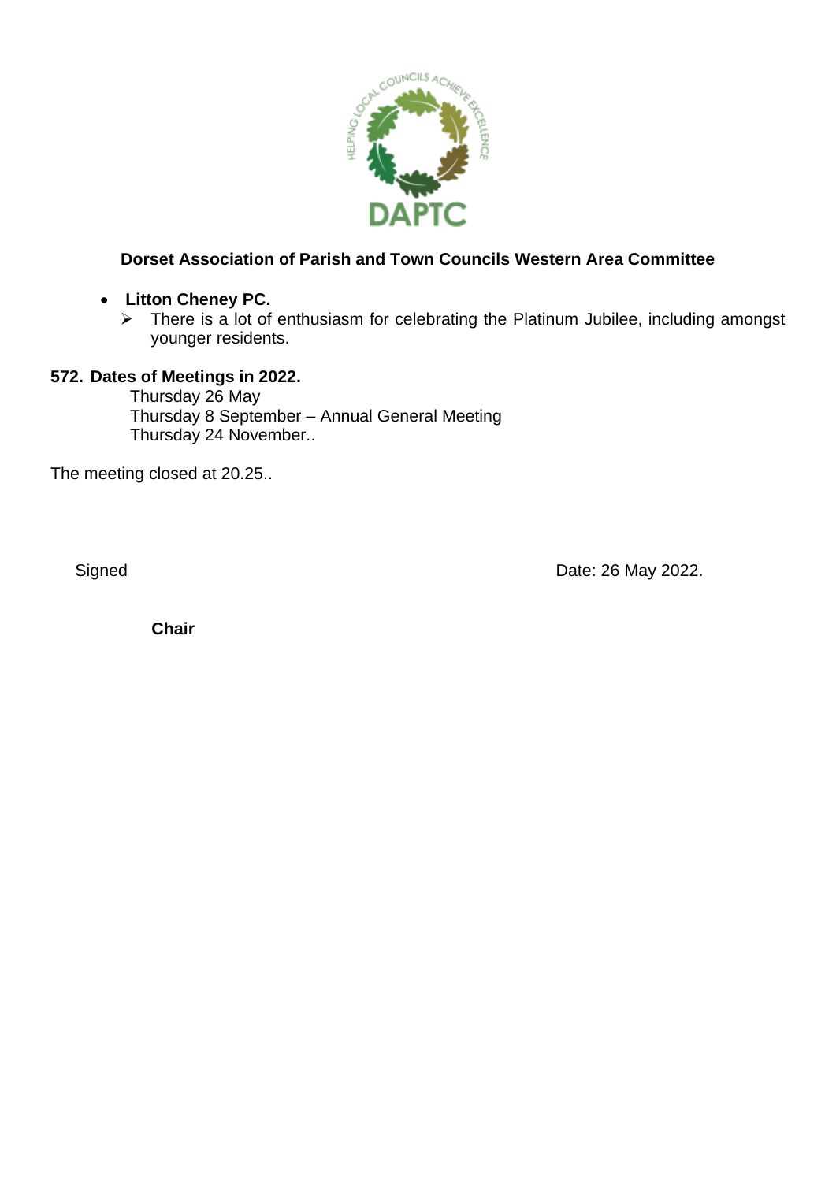**Dorset Association of Parish and Town Councils Western Area Committee**

- **Litton Cheney PC.**
  - There is a lot of enthusiasm for celebrating the Platinum Jubilee, including amongst younger residents.

**572. Dates of Meetings in 2022.**

Thursday 26 May
Thursday 8 September – Annual General Meeting
Thursday 24 November..

The meeting closed at 20.25..

Signed Date: 26 May 2022.

**Chair**